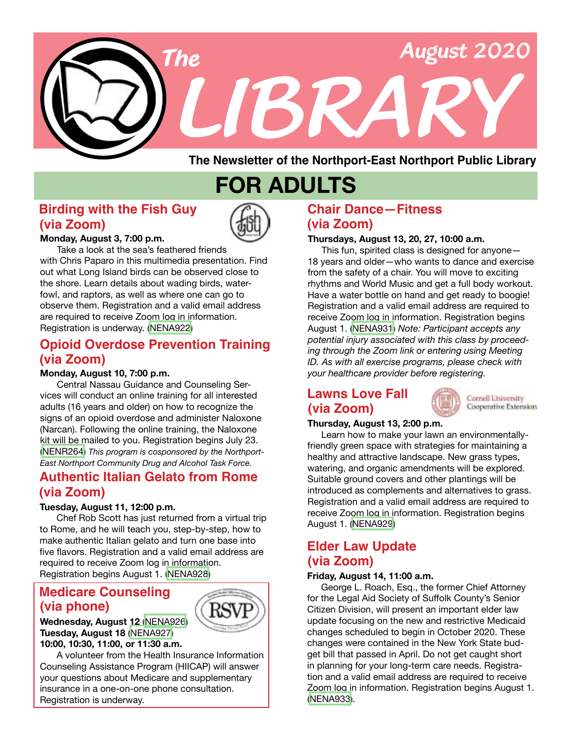# The LIBRARY

August 2020

**The Newsletter of the Northport-East Northport Public Library**

## FOR ADULTS

### Birding with the Fish Guy (via Zoom)

**Monday, August 3, 7:00 p.m.**

Take a look at the sea's feathered friends with Chris Paparo in this multimedia presentation. Find out what Long Island birds can be observed close to the shore. Learn details about wading birds, waterfowl, and raptors, as well as where one can go to observe them. Registration and a valid email address are required to receive Zoom log in information. Registration is underway. (NENA922)

### Opioid Overdose Prevention Training (via Zoom)

**Monday, August 10, 7:00 p.m.**

Central Nassau Guidance and Counseling Services will conduct an online training for all interested adults (16 years and older) on how to recognize the signs of an opioid overdose and administer Naloxone (Narcan). Following the online training, the Naloxone kit will be mailed to you. Registration begins July 23. (NENR264) *This program is cosponsored by the Northport-East Northport Community Drug and Alcohol Task Force.*

### Authentic Italian Gelato from Rome (via Zoom)

**Tuesday, August 11, 12:00 p.m.**

Chef Rob Scott has just returned from a virtual trip to Rome, and he will teach you, step-by-step, how to make authentic Italian gelato and turn one base into five flavors. Registration and a valid email address are required to receive Zoom log in information. Registration begins August 1. (NENA928)

### Medicare Counseling (via phone)

**Wednesday, August 12 (NENA926)**
**Tuesday, August 18 (NENA927)**
**10:00, 10:30, 11:00, or 11:30 a.m.**

A volunteer from the Health Insurance Information Counseling Assistance Program (HIICAP) will answer your questions about Medicare and supplementary insurance in a one-on-one phone consultation. Registration is underway.

### Chair Dance—Fitness (via Zoom)

**Thursdays, August 13, 20, 27, 10:00 a.m.**

This fun, spirited class is designed for anyone—18 years and older—who wants to dance and exercise from the safety of a chair. You will move to exciting rhythms and World Music and get a full body workout. Have a water bottle on hand and get ready to boogie! Registration and a valid email address are required to receive Zoom log in information. Registration begins August 1. (NENA931) *Note: Participant accepts any potential injury associated with this class by proceeding through the Zoom link or entering using Meeting ID. As with all exercise programs, please check with your healthcare provider before registering.*

### Lawns Love Fall (via Zoom)

Cornell University Cooperative Extension

**Thursday, August 13, 2:00 p.m.**

Learn how to make your lawn an environmentally-friendly green space with strategies for maintaining a healthy and attractive landscape. New grass types, watering, and organic amendments will be explored. Suitable ground covers and other plantings will be introduced as complements and alternatives to grass. Registration and a valid email address are required to receive Zoom log in information. Registration begins August 1. (NENA929)

### Elder Law Update (via Zoom)

**Friday, August 14, 11:00 a.m.**

George L. Roach, Esq., the former Chief Attorney for the Legal Aid Society of Suffolk County's Senior Citizen Division, will present an important elder law update focusing on the new and restrictive Medicaid changes scheduled to begin in October 2020. These changes were contained in the New York State budget bill that passed in April. Do not get caught short in planning for your long-term care needs. Registration and a valid email address are required to receive Zoom log in information. Registration begins August 1. (NENA933).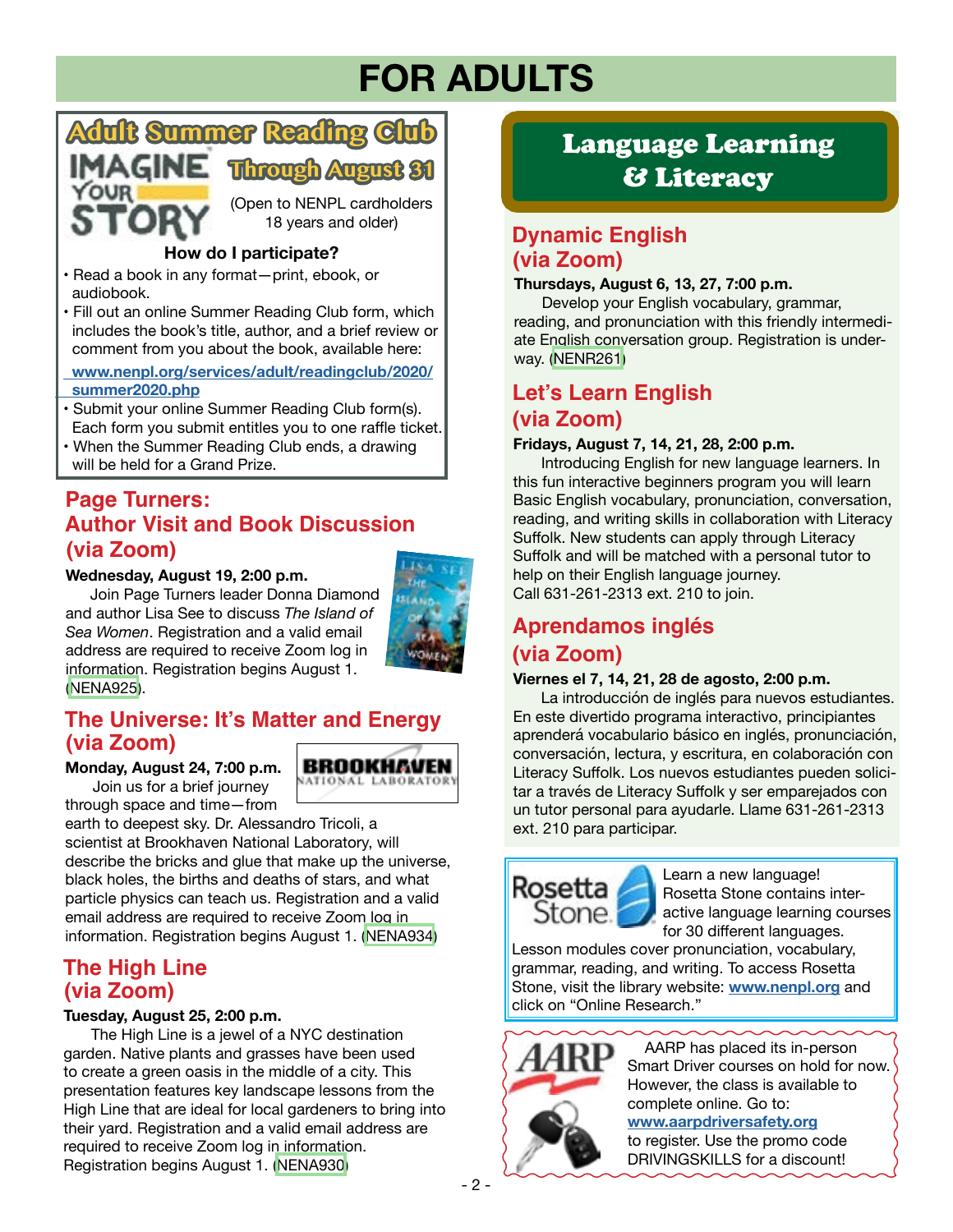# FOR ADULTS

## Adult Summer Reading Club

IMAGINE YOUR STORY

**Through August 31**

(Open to NENPL cardholders 18 years and older)

**How do I participate?**

- Read a book in any format—print, ebook, or audiobook.
- Fill out an online Summer Reading Club form, which includes the book's title, author, and a brief review or comment from you about the book, available here:

  **www.nenpl.org/services/adult/readingclub/2020/summer2020.php**
- Submit your online Summer Reading Club form(s). Each form you submit entitles you to one raffle ticket.
- When the Summer Reading Club ends, a drawing will be held for a Grand Prize.

## Page Turners: Author Visit and Book Discussion (via Zoom)

**Wednesday, August 19, 2:00 p.m.**

Join Page Turners leader Donna Diamond and author Lisa See to discuss *The Island of Sea Women*. Registration and a valid email address are required to receive Zoom log in information. Registration begins August 1. (NENA925).

## The Universe: It's Matter and Energy (via Zoom)

**Monday, August 24, 7:00 p.m.**

Join us for a brief journey through space and time—from earth to deepest sky. Dr. Alessandro Tricoli, a scientist at Brookhaven National Laboratory, will describe the bricks and glue that make up the universe, black holes, the births and deaths of stars, and what particle physics can teach us. Registration and a valid email address are required to receive Zoom log in information. Registration begins August 1. (NENA934)

## The High Line (via Zoom)

**Tuesday, August 25, 2:00 p.m.**

The High Line is a jewel of a NYC destination garden. Native plants and grasses have been used to create a green oasis in the middle of a city. This presentation features key landscape lessons from the High Line that are ideal for local gardeners to bring into their yard. Registration and a valid email address are required to receive Zoom log in information. Registration begins August 1. (NENA930)

## Language Learning & Literacy

### Dynamic English (via Zoom)

**Thursdays, August 6, 13, 27, 7:00 p.m.**

Develop your English vocabulary, grammar, reading, and pronunciation with this friendly intermediate English conversation group. Registration is underway. (NENR261)

### Let's Learn English (via Zoom)

**Fridays, August 7, 14, 21, 28, 2:00 p.m.**

Introducing English for new language learners. In this fun interactive beginners program you will learn Basic English vocabulary, pronunciation, conversation, reading, and writing skills in collaboration with Literacy Suffolk. New students can apply through Literacy Suffolk and will be matched with a personal tutor to help on their English language journey. Call 631-261-2313 ext. 210 to join.

### Aprendamos inglés (via Zoom)

**Viernes el 7, 14, 21, 28 de agosto, 2:00 p.m.**

La introducción de inglés para nuevos estudiantes. En este divertido programa interactivo, principiantes aprenderá vocabulario básico en inglés, pronunciación, conversación, lectura, y escritura, en colaboración con Literacy Suffolk. Los nuevos estudiantes pueden solicitar a través de Literacy Suffolk y ser emparejados con un tutor personal para ayudarle. Llame 631-261-2313 ext. 210 para participar.

### Rosetta Stone

Learn a new language! Rosetta Stone contains interactive language learning courses for 30 different languages. Lesson modules cover pronunciation, vocabulary, grammar, reading, and writing. To access Rosetta Stone, visit the library website: **www.nenpl.org** and click on "Online Research."

### AARP

AARP has placed its in-person Smart Driver courses on hold for now. However, the class is available to complete online. Go to: **www.aarpdriversafety.org** to register. Use the promo code DRIVINGSKILLS for a discount!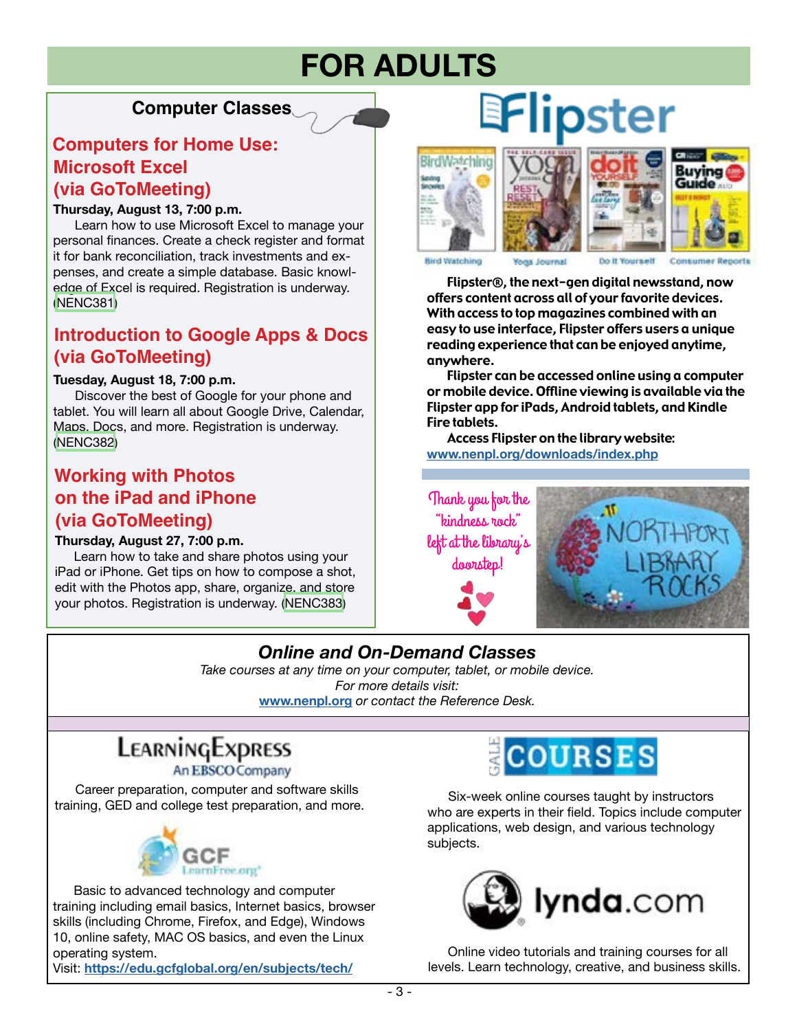# FOR ADULTS

## Computer Classes

### Computers for Home Use: Microsoft Excel (via GoToMeeting)

**Thursday, August 13, 7:00 p.m.**

Learn how to use Microsoft Excel to manage your personal finances. Create a check register and format it for bank reconciliation, track investments and expenses, and create a simple database. Basic knowledge of Excel is required. Registration is underway. (NENC381)

### Introduction to Google Apps & Docs (via GoToMeeting)

**Tuesday, August 18, 7:00 p.m.**

Discover the best of Google for your phone and tablet. You will learn all about Google Drive, Calendar, Maps, Docs, and more. Registration is underway. (NENC382)

### Working with Photos on the iPad and iPhone (via GoToMeeting)

**Thursday, August 27, 7:00 p.m.**

Learn how to take and share photos using your iPad or iPhone. Get tips on how to compose a shot, edit with the Photos app, share, organize, and store your photos. Registration is underway. (NENC383)

## Flipster

Bird Watching · Yoga Journal · Do It Yourself · Consumer Reports

**Flipster®, the next-gen digital newsstand, now offers content across all of your favorite devices. With access to top magazines combined with an easy to use interface, Flipster offers users a unique reading experience that can be enjoyed anytime, anywhere.**

**Flipster can be accessed online using a computer or mobile device. Offline viewing is available via the Flipster app for iPads, Android tablets, and Kindle Fire tablets.**

**Access Flipster on the library website:**
www.nenpl.org/downloads/index.php

Thank you for the "kindness rock" left at the library's doorstep!

## *Online and On-Demand Classes*

*Take courses at any time on your computer, tablet, or mobile device.*
*For more details visit:*
www.nenpl.org *or contact the Reference Desk.*

### LearningExpress
An EBSCO Company

Career preparation, computer and software skills training, GED and college test preparation, and more.

### GCF LearnFree.org

Basic to advanced technology and computer training including email basics, Internet basics, browser skills (including Chrome, Firefox, and Edge), Windows 10, online safety, MAC OS basics, and even the Linux operating system.
Visit: **https://edu.gcfglobal.org/en/subjects/tech/**

### GALE COURSES

Six-week online courses taught by instructors who are experts in their field. Topics include computer applications, web design, and various technology subjects.

### lynda.com

Online video tutorials and training courses for all levels. Learn technology, creative, and business skills.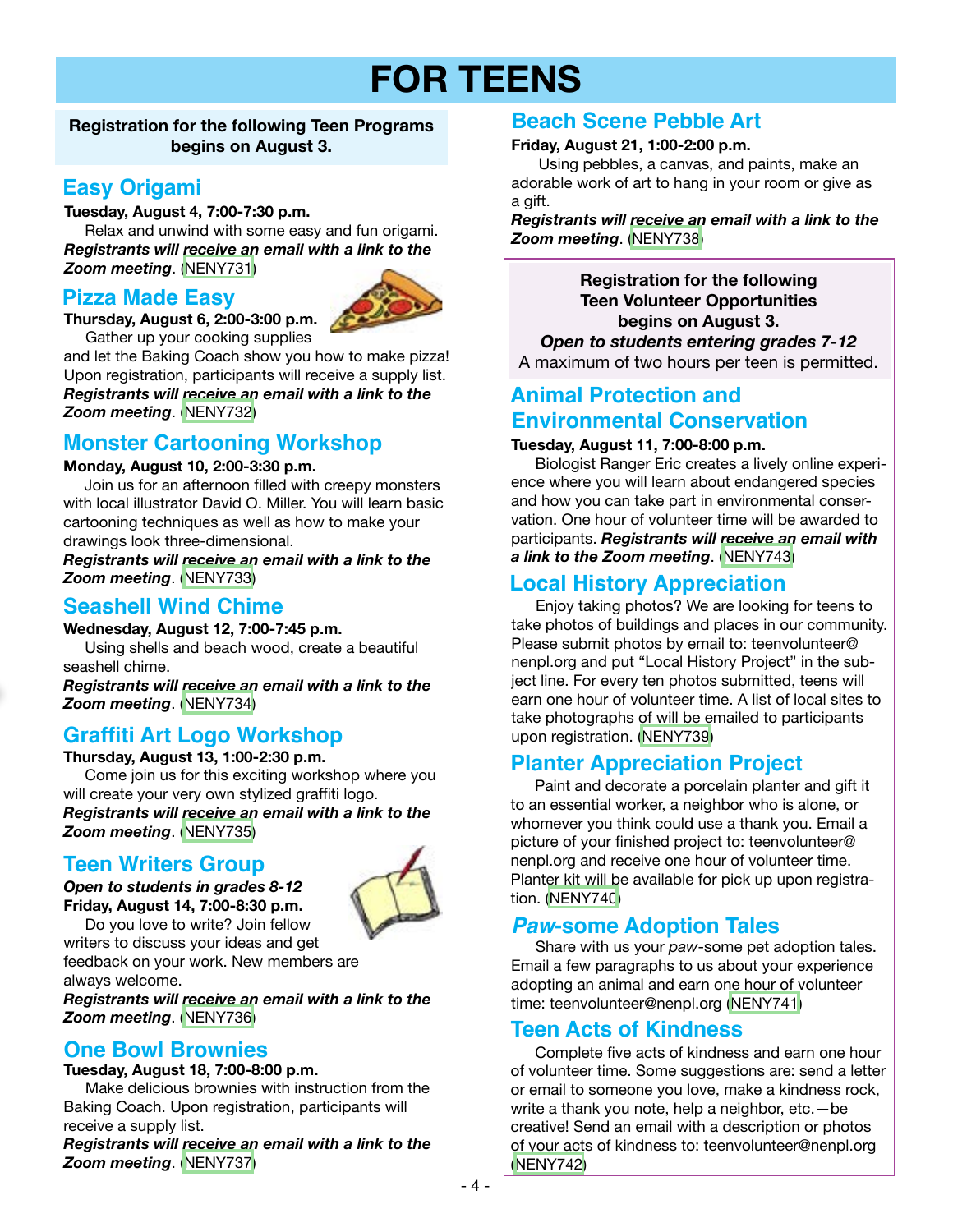# FOR TEENS

**Registration for the following Teen Programs begins on August 3.**

## Easy Origami

**Tuesday, August 4, 7:00-7:30 p.m.**

Relax and unwind with some easy and fun origami. ***Registrants will receive an email with a link to the Zoom meeting***. (NENY731)

## Pizza Made Easy

**Thursday, August 6, 2:00-3:00 p.m.**

Gather up your cooking supplies and let the Baking Coach show you how to make pizza! Upon registration, participants will receive a supply list. ***Registrants will receive an email with a link to the Zoom meeting***. (NENY732)

## Monster Cartooning Workshop

**Monday, August 10, 2:00-3:30 p.m.**

Join us for an afternoon filled with creepy monsters with local illustrator David O. Miller. You will learn basic cartooning techniques as well as how to make your drawings look three-dimensional. ***Registrants will receive an email with a link to the Zoom meeting***. (NENY733)

## Seashell Wind Chime

**Wednesday, August 12, 7:00-7:45 p.m.**

Using shells and beach wood, create a beautiful seashell chime. ***Registrants will receive an email with a link to the Zoom meeting***. (NENY734)

## Graffiti Art Logo Workshop

**Thursday, August 13, 1:00-2:30 p.m.**

Come join us for this exciting workshop where you will create your very own stylized graffiti logo. ***Registrants will receive an email with a link to the Zoom meeting***. (NENY735)

## Teen Writers Group

***Open to students in grades 8-12***

**Friday, August 14, 7:00-8:30 p.m.**

Do you love to write? Join fellow writers to discuss your ideas and get feedback on your work. New members are always welcome. ***Registrants will receive an email with a link to the Zoom meeting***. (NENY736)

## One Bowl Brownies

**Tuesday, August 18, 7:00-8:00 p.m.**

Make delicious brownies with instruction from the Baking Coach. Upon registration, participants will receive a supply list. ***Registrants will receive an email with a link to the Zoom meeting***. (NENY737)

## Beach Scene Pebble Art

**Friday, August 21, 1:00-2:00 p.m.**

Using pebbles, a canvas, and paints, make an adorable work of art to hang in your room or give as a gift. ***Registrants will receive an email with a link to the Zoom meeting***. (NENY738)

**Registration for the following Teen Volunteer Opportunities begins on August 3.**

***Open to students entering grades 7-12***

A maximum of two hours per teen is permitted.

## Animal Protection and Environmental Conservation

**Tuesday, August 11, 7:00-8:00 p.m.**

Biologist Ranger Eric creates a lively online experience where you will learn about endangered species and how you can take part in environmental conservation. One hour of volunteer time will be awarded to participants. ***Registrants will receive an email with a link to the Zoom meeting***. (NENY743)

## Local History Appreciation

Enjoy taking photos? We are looking for teens to take photos of buildings and places in our community. Please submit photos by email to: teenvolunteer@nenpl.org and put "Local History Project" in the subject line. For every ten photos submitted, teens will earn one hour of volunteer time. A list of local sites to take photographs of will be emailed to participants upon registration. (NENY739)

## Planter Appreciation Project

Paint and decorate a porcelain planter and gift it to an essential worker, a neighbor who is alone, or whomever you think could use a thank you. Email a picture of your finished project to: teenvolunteer@nenpl.org and receive one hour of volunteer time. Planter kit will be available for pick up upon registration. (NENY740)

## *Paw*-some Adoption Tales

Share with us your *paw*-some pet adoption tales. Email a few paragraphs to us about your experience adopting an animal and earn one hour of volunteer time: teenvolunteer@nenpl.org (NENY741)

## Teen Acts of Kindness

Complete five acts of kindness and earn one hour of volunteer time. Some suggestions are: send a letter or email to someone you love, make a kindness rock, write a thank you note, help a neighbor, etc.—be creative! Send an email with a description or photos of your acts of kindness to: teenvolunteer@nenpl.org (NENY742)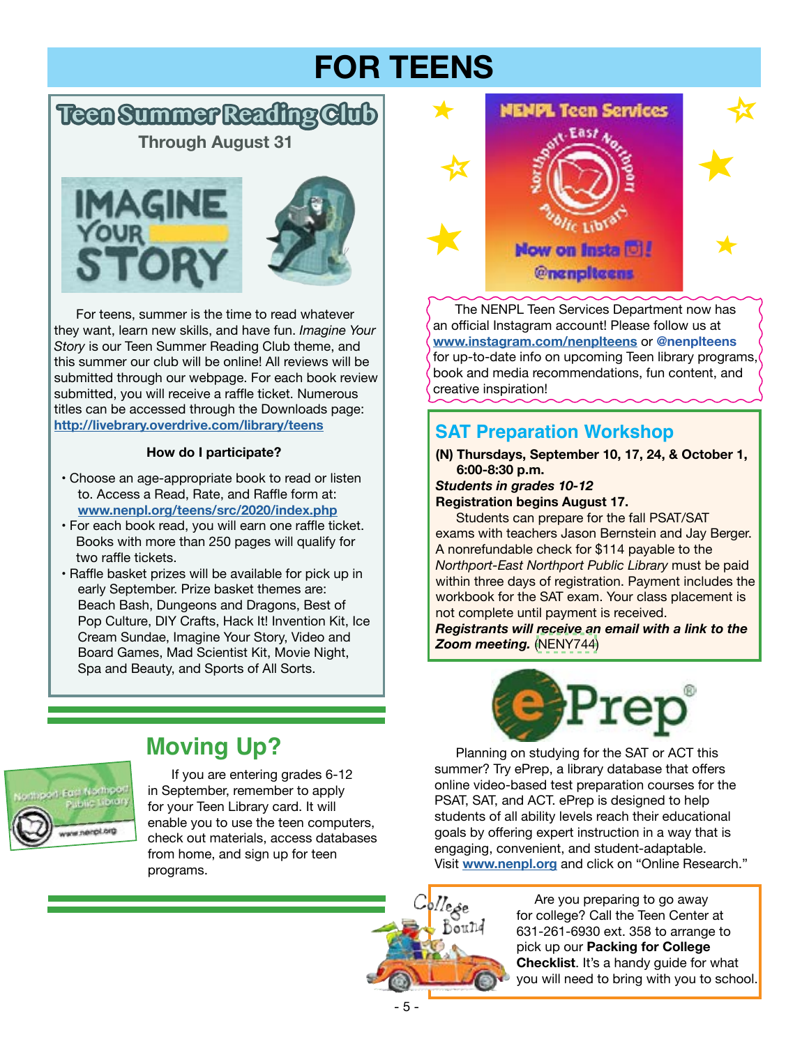# FOR TEENS

## Teen Summer Reading Club

**Through August 31**

For teens, summer is the time to read whatever they want, learn new skills, and have fun. *Imagine Your Story* is our Teen Summer Reading Club theme, and this summer our club will be online! All reviews will be submitted through our webpage. For each book review submitted, you will receive a raffle ticket. Numerous titles can be accessed through the Downloads page: http://livebrary.overdrive.com/library/teens

**How do I participate?**

- Choose an age-appropriate book to read or listen to. Access a Read, Rate, and Raffle form at: **www.nenpl.org/teens/src/2020/index.php**
- For each book read, you will earn one raffle ticket. Books with more than 250 pages will qualify for two raffle tickets.
- Raffle basket prizes will be available for pick up in early September. Prize basket themes are: Beach Bash, Dungeons and Dragons, Best of Pop Culture, DIY Crafts, Hack It! Invention Kit, Ice Cream Sundae, Imagine Your Story, Video and Board Games, Mad Scientist Kit, Movie Night, Spa and Beauty, and Sports of All Sorts.

## Moving Up?

If you are entering grades 6-12 in September, remember to apply for your Teen Library card. It will enable you to use the teen computers, check out materials, access databases from home, and sign up for teen programs.

NENPL Teen Services — Now on Insta! @nenplteens

The NENPL Teen Services Department now has an official Instagram account! Please follow us at **www.instagram.com/nenplteens** or **@nenplteens** for up-to-date info on upcoming Teen library programs, book and media recommendations, fun content, and creative inspiration!

## SAT Preparation Workshop

**(N) Thursdays, September 10, 17, 24, & October 1, 6:00-8:30 p.m.**
***Students in grades 10-12***
**Registration begins August 17.**

Students can prepare for the fall PSAT/SAT exams with teachers Jason Bernstein and Jay Berger. A nonrefundable check for $114 payable to the *Northport-East Northport Public Library* must be paid within three days of registration. Payment includes the workbook for the SAT exam. Your class placement is not complete until payment is received.
***Registrants will receive an email with a link to the Zoom meeting.*** (NENY744)

## ePrep

Planning on studying for the SAT or ACT this summer? Try ePrep, a library database that offers online video-based test preparation courses for the PSAT, SAT, and ACT. ePrep is designed to help students of all ability levels reach their educational goals by offering expert instruction in a way that is engaging, convenient, and student-adaptable. Visit **www.nenpl.org** and click on "Online Research."

## College Bound

Are you preparing to go away for college? Call the Teen Center at 631-261-6930 ext. 358 to arrange to pick up our **Packing for College Checklist**. It's a handy guide for what you will need to bring with you to school.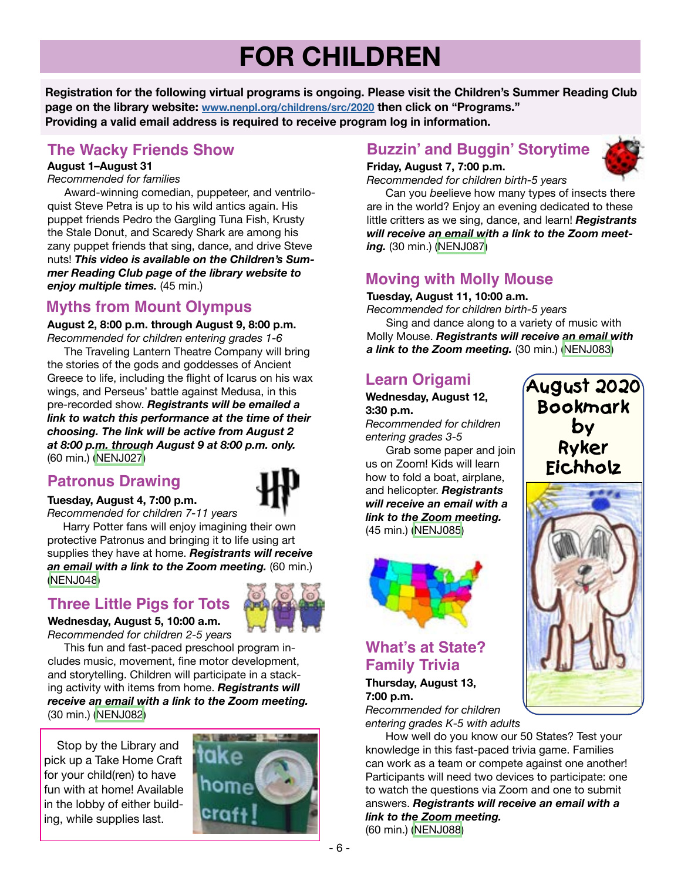# FOR CHILDREN

**Registration for the following virtual programs is ongoing. Please visit the Children's Summer Reading Club page on the library website: www.nenpl.org/childrens/src/2020 then click on "Programs." Providing a valid email address is required to receive program log in information.**

## The Wacky Friends Show

**August 1–August 31**

*Recommended for families*

Award-winning comedian, puppeteer, and ventriloquist Steve Petra is up to his wild antics again. His puppet friends Pedro the Gargling Tuna Fish, Krusty the Stale Donut, and Scaredy Shark are among his zany puppet friends that sing, dance, and drive Steve nuts! ***This video is available on the Children's Summer Reading Club page of the library website to enjoy multiple times.*** (45 min.)

## Myths from Mount Olympus

**August 2, 8:00 p.m. through August 9, 8:00 p.m.**

*Recommended for children entering grades 1-6*

The Traveling Lantern Theatre Company will bring the stories of the gods and goddesses of Ancient Greece to life, including the flight of Icarus on his wax wings, and Perseus' battle against Medusa, in this pre-recorded show. ***Registrants will be emailed a link to watch this performance at the time of their choosing. The link will be active from August 2 at 8:00 p.m. through August 9 at 8:00 p.m. only.*** (60 min.) (NENJ027)

## Patronus Drawing

**Tuesday, August 4, 7:00 p.m.**

*Recommended for children 7-11 years*

Harry Potter fans will enjoy imagining their own protective Patronus and bringing it to life using art supplies they have at home. ***Registrants will receive an email with a link to the Zoom meeting.*** (60 min.) (NENJ048)

## Three Little Pigs for Tots

**Wednesday, August 5, 10:00 a.m.**

*Recommended for children 2-5 years*

This fun and fast-paced preschool program includes music, movement, fine motor development, and storytelling. Children will participate in a stacking activity with items from home. ***Registrants will receive an email with a link to the Zoom meeting.*** (30 min.) (NENJ082)

Stop by the Library and pick up a Take Home Craft for your child(ren) to have fun with at home! Available in the lobby of either building, while supplies last.

## Buzzin' and Buggin' Storytime

**Friday, August 7, 7:00 p.m.**

*Recommended for children birth-5 years*

Can you *bee*lieve how many types of insects there are in the world? Enjoy an evening dedicated to these little critters as we sing, dance, and learn! ***Registrants will receive an email with a link to the Zoom meeting.*** (30 min.) (NENJ087)

## Moving with Molly Mouse

**Tuesday, August 11, 10:00 a.m.**

*Recommended for children birth-5 years*

Sing and dance along to a variety of music with Molly Mouse. ***Registrants will receive an email with a link to the Zoom meeting.*** (30 min.) (NENJ083)

## Learn Origami

**Wednesday, August 12, 3:30 p.m.**

*Recommended for children entering grades 3-5*

Grab some paper and join us on Zoom! Kids will learn how to fold a boat, airplane, and helicopter. ***Registrants will receive an email with a link to the Zoom meeting.*** (45 min.) (NENJ085)

## What's at State? Family Trivia

**Thursday, August 13, 7:00 p.m.**

*Recommended for children entering grades K-5 with adults*

How well do you know our 50 States? Test your knowledge in this fast-paced trivia game. Families can work as a team or compete against one another! Participants will need two devices to participate: one to watch the questions via Zoom and one to submit answers. ***Registrants will receive an email with a link to the Zoom meeting.*** (60 min.) (NENJ088)

August 2020 Bookmark by Ryker Eichholz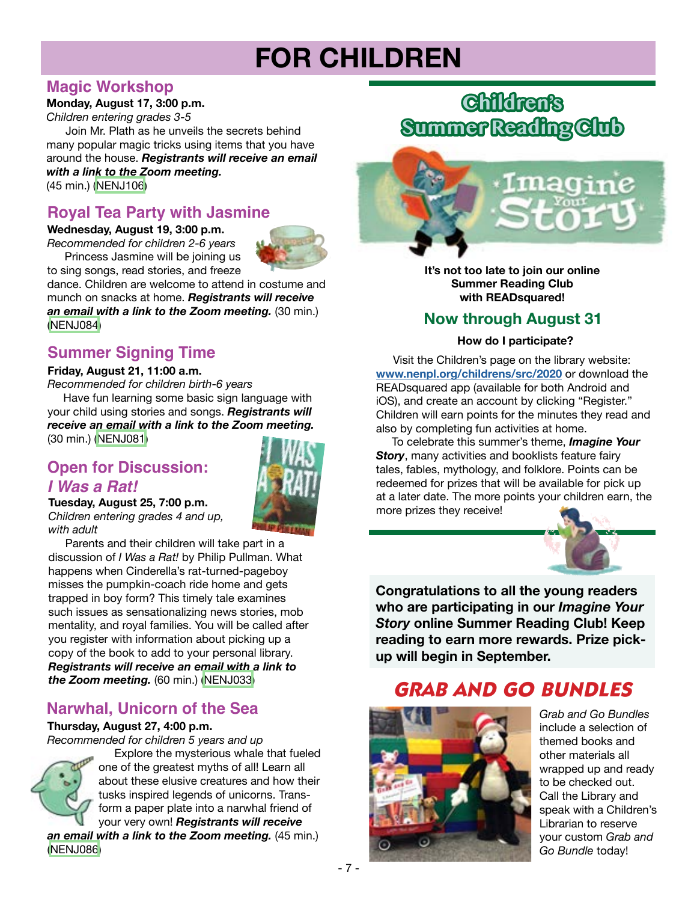# FOR CHILDREN

## Magic Workshop

**Monday, August 17, 3:00 p.m.**
*Children entering grades 3-5*

Join Mr. Plath as he unveils the secrets behind many popular magic tricks using items that you have around the house. ***Registrants will receive an email with a link to the Zoom meeting.*** (45 min.) (NENJ106)

## Royal Tea Party with Jasmine

**Wednesday, August 19, 3:00 p.m.**
*Recommended for children 2-6 years*

Princess Jasmine will be joining us to sing songs, read stories, and freeze dance. Children are welcome to attend in costume and munch on snacks at home. ***Registrants will receive an email with a link to the Zoom meeting.*** (30 min.) (NENJ084)

## Summer Signing Time

**Friday, August 21, 11:00 a.m.**
*Recommended for children birth-6 years*

Have fun learning some basic sign language with your child using stories and songs. ***Registrants will receive an email with a link to the Zoom meeting.*** (30 min.) (NENJ081)

## Open for Discussion: *I Was a Rat!*

**Tuesday, August 25, 7:00 p.m.**
*Children entering grades 4 and up, with adult*

Parents and their children will take part in a discussion of *I Was a Rat!* by Philip Pullman. What happens when Cinderella's rat-turned-pageboy misses the pumpkin-coach ride home and gets trapped in boy form? This timely tale examines such issues as sensationalizing news stories, mob mentality, and royal families. You will be called after you register with information about picking up a copy of the book to add to your personal library. ***Registrants will receive an email with a link to the Zoom meeting.*** (60 min.) (NENJ033)

## Narwhal, Unicorn of the Sea

**Thursday, August 27, 4:00 p.m.**
*Recommended for children 5 years and up*

Explore the mysterious whale that fueled one of the greatest myths of all! Learn all about these elusive creatures and how their tusks inspired legends of unicorns. Transform a paper plate into a narwhal friend of your very own! ***Registrants will receive an email with a link to the Zoom meeting.*** (45 min.) (NENJ086)

## Children's Summer Reading Club

Imagine Your Story

**It's not too late to join our online Summer Reading Club with READsquared!**

### Now through August 31

**How do I participate?**

Visit the Children's page on the library website: www.nenpl.org/childrens/src/2020 or download the READsquared app (available for both Android and iOS), and create an account by clicking "Register." Children will earn points for the minutes they read and also by completing fun activities at home.

To celebrate this summer's theme, ***Imagine Your Story***, many activities and booklists feature fairy tales, fables, mythology, and folklore. Points can be redeemed for prizes that will be available for pick up at a later date. The more points your children earn, the more prizes they receive!

**Congratulations to all the young readers who are participating in our *Imagine Your Story* online Summer Reading Club! Keep reading to earn more rewards. Prize pick-up will begin in September.**

## GRAB AND GO BUNDLES

*Grab and Go Bundles* include a selection of themed books and other materials all wrapped up and ready to be checked out. Call the Library and speak with a Children's Librarian to reserve your custom *Grab and Go Bundle* today!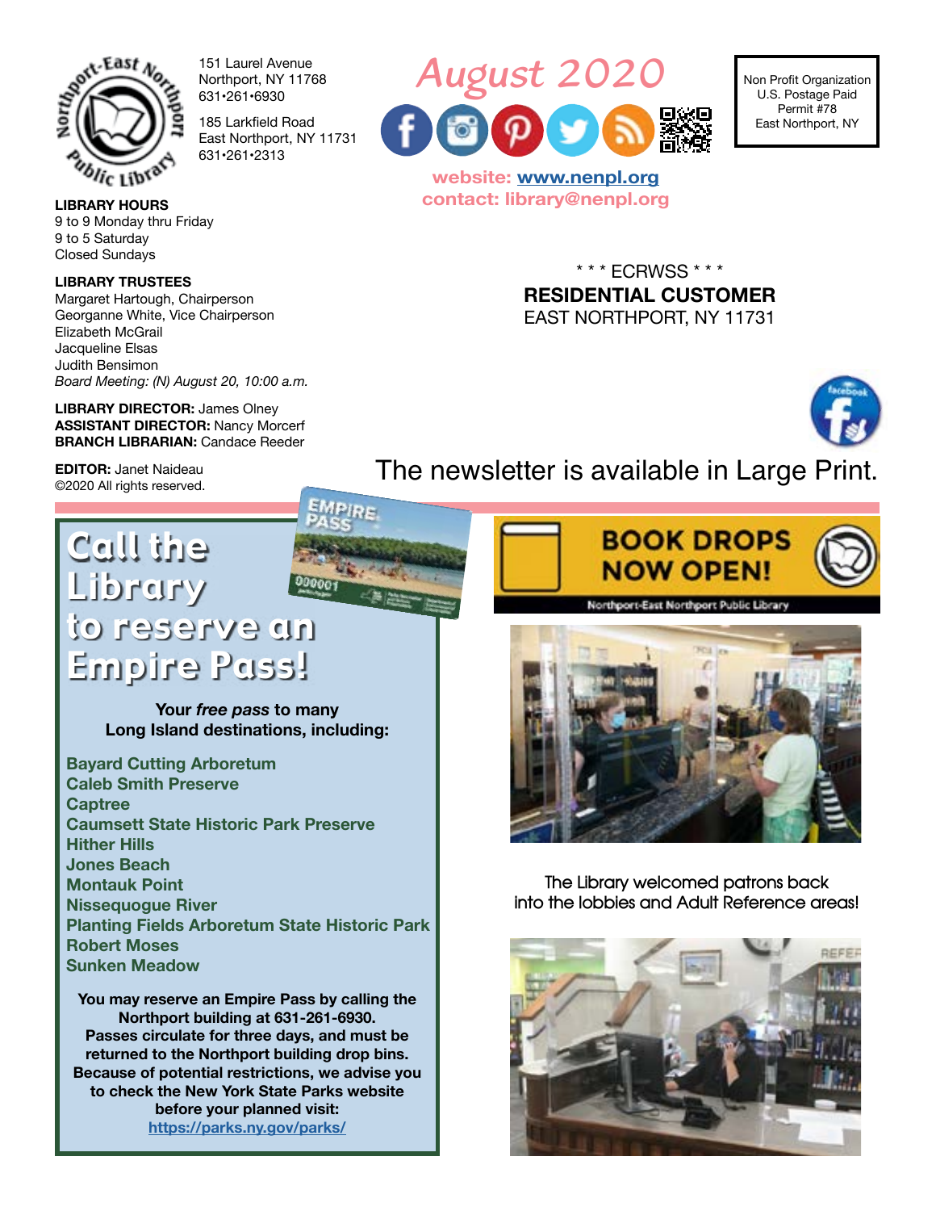151 Laurel Avenue
Northport, NY 11768
631•261•6930

185 Larkfield Road
East Northport, NY 11731
631•261•2313

# August 2020

**website: www.nenpl.org**
**contact: library@nenpl.org**

Non Profit Organization
U.S. Postage Paid
Permit #78
East Northport, NY

**LIBRARY HOURS**
9 to 9 Monday thru Friday
9 to 5 Saturday
Closed Sundays

**LIBRARY TRUSTEES**
Margaret Hartough, Chairperson
Georganne White, Vice Chairperson
Elizabeth McGrail
Jacqueline Elsas
Judith Bensimon
*Board Meeting: (N) August 20, 10:00 a.m.*

**LIBRARY DIRECTOR:** James Olney
**ASSISTANT DIRECTOR:** Nancy Morcerf
**BRANCH LIBRARIAN:** Candace Reeder

**EDITOR:** Janet Naideau
©2020 All rights reserved.

\* \* \* ECRWSS \* \* \*
**RESIDENTIAL CUSTOMER**
EAST NORTHPORT, NY 11731

The newsletter is available in Large Print.

## Call the Library to reserve an Empire Pass!

**Your *free pass* to many Long Island destinations, including:**

**Bayard Cutting Arboretum**
**Caleb Smith Preserve**
**Captree**
**Caumsett State Historic Park Preserve**
**Hither Hills**
**Jones Beach**
**Montauk Point**
**Nissequogue River**
**Planting Fields Arboretum State Historic Park**
**Robert Moses**
**Sunken Meadow**

**You may reserve an Empire Pass by calling the Northport building at 631-261-6930. Passes circulate for three days, and must be returned to the Northport building drop bins. Because of potential restrictions, we advise you to check the New York State Parks website before your planned visit:**
**https://parks.ny.gov/parks/**

## BOOK DROPS NOW OPEN!

Northport-East Northport Public Library

The Library welcomed patrons back into the lobbies and Adult Reference areas!